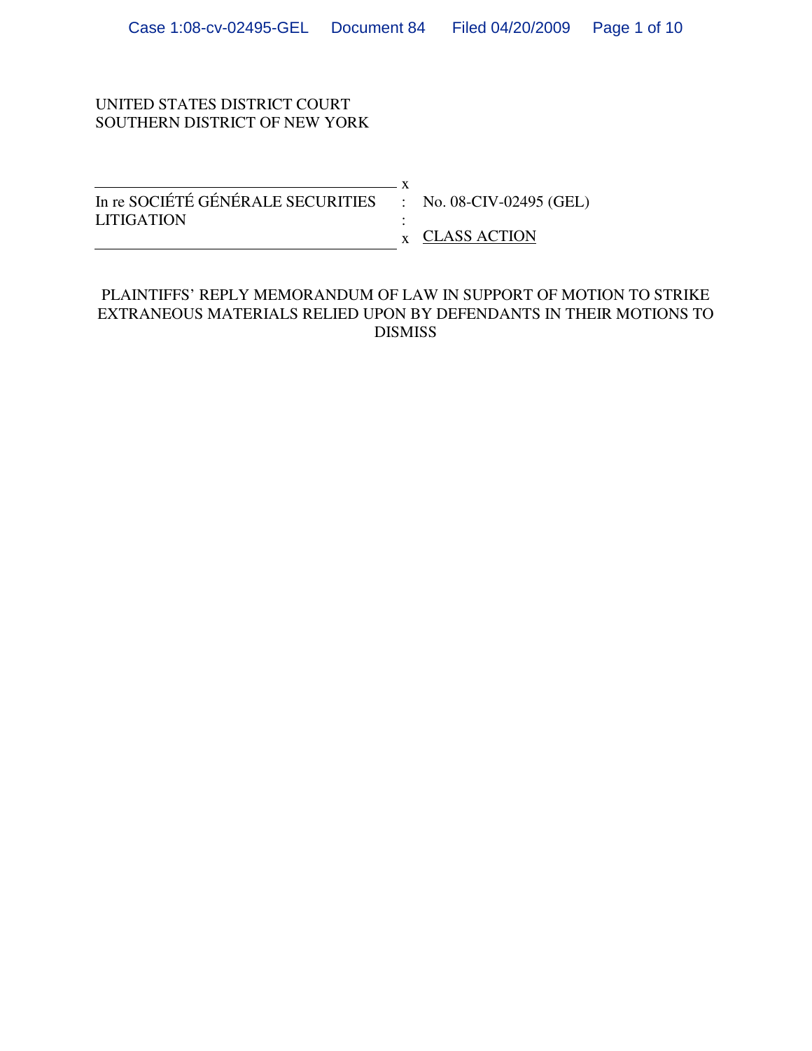UNITED STATES DISTRICT COURT
SOUTHERN DISTRICT OF NEW YORK

| | | |
|---|---|---|
| In re SOCIÉTÉ GÉNÉRALE SECURITIES LITIGATION | : | No. 08-CIV-02495 (GEL) |
| | : | CLASS ACTION |

PLAINTIFFS' REPLY MEMORANDUM OF LAW IN SUPPORT OF MOTION TO STRIKE EXTRANEOUS MATERIALS RELIED UPON BY DEFENDANTS IN THEIR MOTIONS TO DISMISS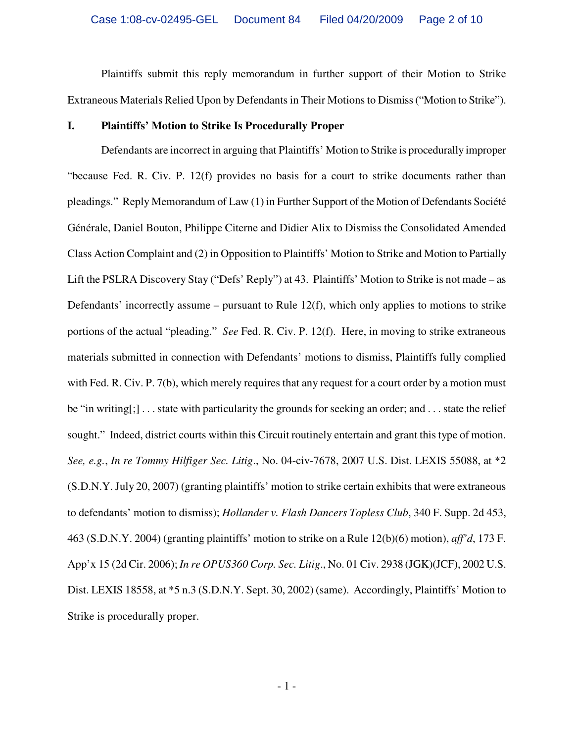Plaintiffs submit this reply memorandum in further support of their Motion to Strike Extraneous Materials Relied Upon by Defendants in Their Motions to Dismiss ("Motion to Strike").

## I. Plaintiffs' Motion to Strike Is Procedurally Proper

Defendants are incorrect in arguing that Plaintiffs' Motion to Strike is procedurally improper "because Fed. R. Civ. P. 12(f) provides no basis for a court to strike documents rather than pleadings." Reply Memorandum of Law (1) in Further Support of the Motion of Defendants Société Générale, Daniel Bouton, Philippe Citerne and Didier Alix to Dismiss the Consolidated Amended Class Action Complaint and (2) in Opposition to Plaintiffs' Motion to Strike and Motion to Partially Lift the PSLRA Discovery Stay ("Defs' Reply") at 43. Plaintiffs' Motion to Strike is not made – as Defendants' incorrectly assume – pursuant to Rule 12(f), which only applies to motions to strike portions of the actual "pleading." *See* Fed. R. Civ. P. 12(f). Here, in moving to strike extraneous materials submitted in connection with Defendants' motions to dismiss, Plaintiffs fully complied with Fed. R. Civ. P. 7(b), which merely requires that any request for a court order by a motion must be "in writing[;] . . . state with particularity the grounds for seeking an order; and . . . state the relief sought." Indeed, district courts within this Circuit routinely entertain and grant this type of motion. *See, e.g.*, *In re Tommy Hilfiger Sec. Litig*., No. 04-civ-7678, 2007 U.S. Dist. LEXIS 55088, at *2 (S.D.N.Y. July 20, 2007) (granting plaintiffs' motion to strike certain exhibits that were extraneous to defendants' motion to dismiss); *Hollander v. Flash Dancers Topless Club*, 340 F. Supp. 2d 453, 463 (S.D.N.Y. 2004) (granting plaintiffs' motion to strike on a Rule 12(b)(6) motion), *aff'd*, 173 F. App'x 15 (2d Cir. 2006); *In re OPUS360 Corp. Sec. Litig*., No. 01 Civ. 2938 (JGK)(JCF), 2002 U.S. Dist. LEXIS 18558, at *5 n.3 (S.D.N.Y. Sept. 30, 2002) (same). Accordingly, Plaintiffs' Motion to Strike is procedurally proper.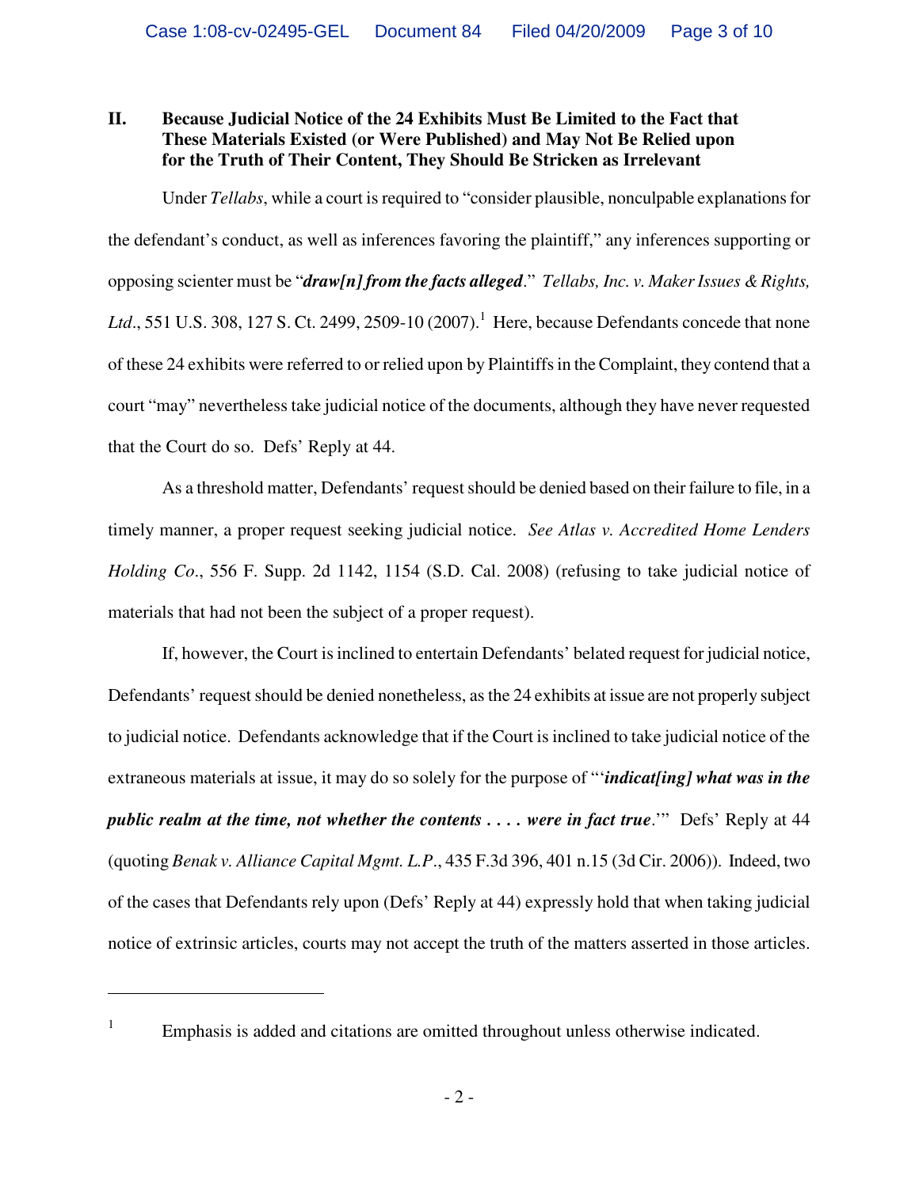## II. Because Judicial Notice of the 24 Exhibits Must Be Limited to the Fact that These Materials Existed (or Were Published) and May Not Be Relied upon for the Truth of Their Content, They Should Be Stricken as Irrelevant

Under *Tellabs*, while a court is required to "consider plausible, nonculpable explanations for the defendant's conduct, as well as inferences favoring the plaintiff," any inferences supporting or opposing scienter must be "***draw[n] from the facts alleged***." *Tellabs, Inc. v. Maker Issues & Rights, Ltd*., 551 U.S. 308, 127 S. Ct. 2499, 2509-10 (2007).[1] Here, because Defendants concede that none of these 24 exhibits were referred to or relied upon by Plaintiffs in the Complaint, they contend that a court "may" nevertheless take judicial notice of the documents, although they have never requested that the Court do so. Defs' Reply at 44.

As a threshold matter, Defendants' request should be denied based on their failure to file, in a timely manner, a proper request seeking judicial notice. *See Atlas v. Accredited Home Lenders Holding Co*., 556 F. Supp. 2d 1142, 1154 (S.D. Cal. 2008) (refusing to take judicial notice of materials that had not been the subject of a proper request).

If, however, the Court is inclined to entertain Defendants' belated request for judicial notice, Defendants' request should be denied nonetheless, as the 24 exhibits at issue are not properly subject to judicial notice. Defendants acknowledge that if the Court is inclined to take judicial notice of the extraneous materials at issue, it may do so solely for the purpose of "'***indicat[ing] what was in the public realm at the time, not whether the contents . . . . were in fact true***.'" Defs' Reply at 44 (quoting *Benak v. Alliance Capital Mgmt. L.P*., 435 F.3d 396, 401 n.15 (3d Cir. 2006)). Indeed, two of the cases that Defendants rely upon (Defs' Reply at 44) expressly hold that when taking judicial notice of extrinsic articles, courts may not accept the truth of the matters asserted in those articles.

---

[1] Emphasis is added and citations are omitted throughout unless otherwise indicated.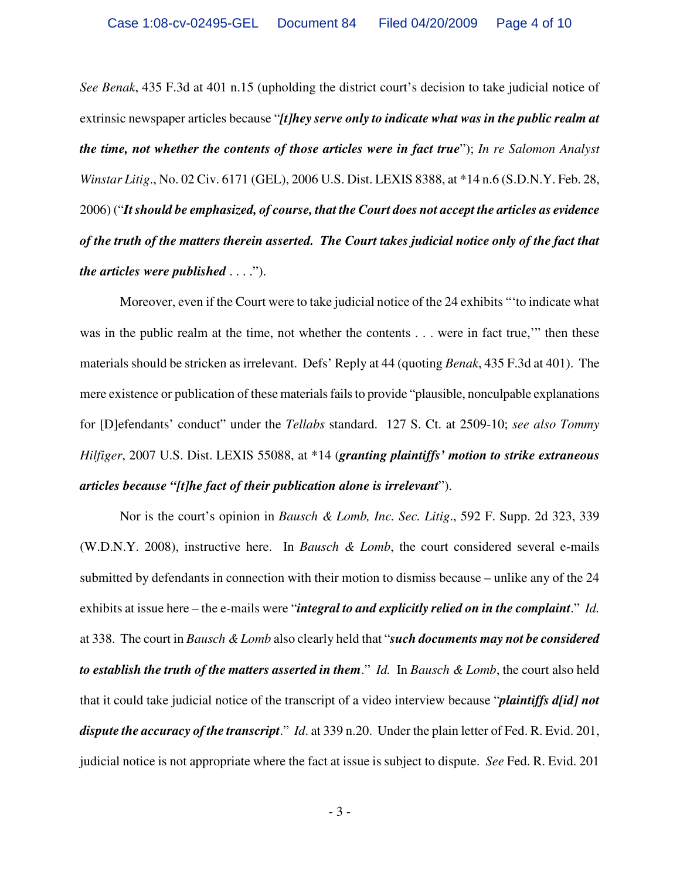*See Benak*, 435 F.3d at 401 n.15 (upholding the district court's decision to take judicial notice of extrinsic newspaper articles because "***[t]hey serve only to indicate what was in the public realm at the time, not whether the contents of those articles were in fact true***"); *In re Salomon Analyst Winstar Litig*., No. 02 Civ. 6171 (GEL), 2006 U.S. Dist. LEXIS 8388, at *14 n.6 (S.D.N.Y. Feb. 28, 2006) ("***It should be emphasized, of course, that the Court does not accept the articles as evidence of the truth of the matters therein asserted. The Court takes judicial notice only of the fact that the articles were published*** . . . .").

Moreover, even if the Court were to take judicial notice of the 24 exhibits "'to indicate what was in the public realm at the time, not whether the contents . . . were in fact true,'" then these materials should be stricken as irrelevant. Defs' Reply at 44 (quoting *Benak*, 435 F.3d at 401). The mere existence or publication of these materials fails to provide "plausible, nonculpable explanations for [D]efendants' conduct" under the *Tellabs* standard. 127 S. Ct. at 2509-10; *see also Tommy Hilfiger*, 2007 U.S. Dist. LEXIS 55088, at *14 (***granting plaintiffs' motion to strike extraneous articles because "[t]he fact of their publication alone is irrelevant***").

Nor is the court's opinion in *Bausch & Lomb, Inc. Sec. Litig*., 592 F. Supp. 2d 323, 339 (W.D.N.Y. 2008), instructive here. In *Bausch & Lomb*, the court considered several e-mails submitted by defendants in connection with their motion to dismiss because – unlike any of the 24 exhibits at issue here – the e-mails were "***integral to and explicitly relied on in the complaint***." *Id.* at 338. The court in *Bausch & Lomb* also clearly held that "***such documents may not be considered to establish the truth of the matters asserted in them***." *Id.* In *Bausch & Lomb*, the court also held that it could take judicial notice of the transcript of a video interview because "***plaintiffs d[id] not dispute the accuracy of the transcript***." *Id*. at 339 n.20. Under the plain letter of Fed. R. Evid. 201, judicial notice is not appropriate where the fact at issue is subject to dispute. *See* Fed. R. Evid. 201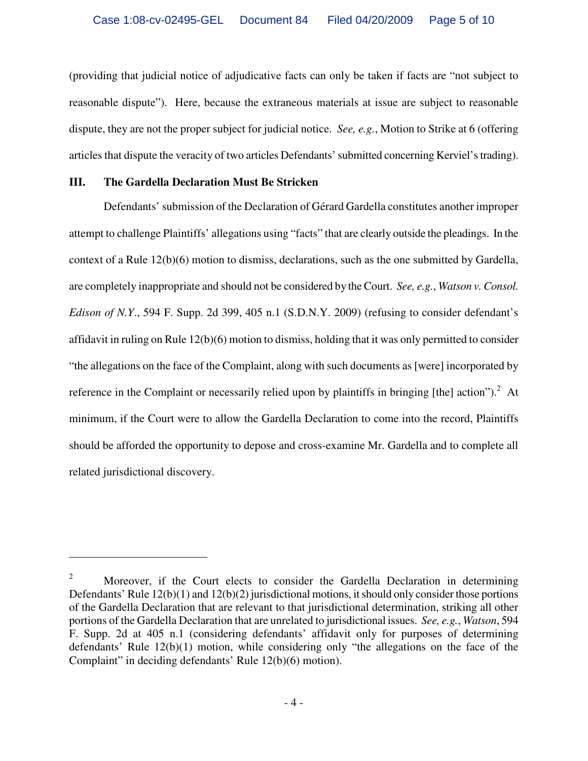(providing that judicial notice of adjudicative facts can only be taken if facts are "not subject to reasonable dispute"). Here, because the extraneous materials at issue are subject to reasonable dispute, they are not the proper subject for judicial notice. *See, e.g.*, Motion to Strike at 6 (offering articles that dispute the veracity of two articles Defendants' submitted concerning Kerviel's trading).

### III. The Gardella Declaration Must Be Stricken

Defendants' submission of the Declaration of Gérard Gardella constitutes another improper attempt to challenge Plaintiffs' allegations using "facts" that are clearly outside the pleadings. In the context of a Rule 12(b)(6) motion to dismiss, declarations, such as the one submitted by Gardella, are completely inappropriate and should not be considered by the Court. *See, e.g.*, *Watson v. Consol. Edison of N.Y.*, 594 F. Supp. 2d 399, 405 n.1 (S.D.N.Y. 2009) (refusing to consider defendant's affidavit in ruling on Rule 12(b)(6) motion to dismiss, holding that it was only permitted to consider "the allegations on the face of the Complaint, along with such documents as [were] incorporated by reference in the Complaint or necessarily relied upon by plaintiffs in bringing [the] action").[2] At minimum, if the Court were to allow the Gardella Declaration to come into the record, Plaintiffs should be afforded the opportunity to depose and cross-examine Mr. Gardella and to complete all related jurisdictional discovery.

---

[2] Moreover, if the Court elects to consider the Gardella Declaration in determining Defendants' Rule 12(b)(1) and 12(b)(2) jurisdictional motions, it should only consider those portions of the Gardella Declaration that are relevant to that jurisdictional determination, striking all other portions of the Gardella Declaration that are unrelated to jurisdictional issues. *See, e.g.*, *Watson*, 594 F. Supp. 2d at 405 n.1 (considering defendants' affidavit only for purposes of determining defendants' Rule 12(b)(1) motion, while considering only "the allegations on the face of the Complaint" in deciding defendants' Rule 12(b)(6) motion).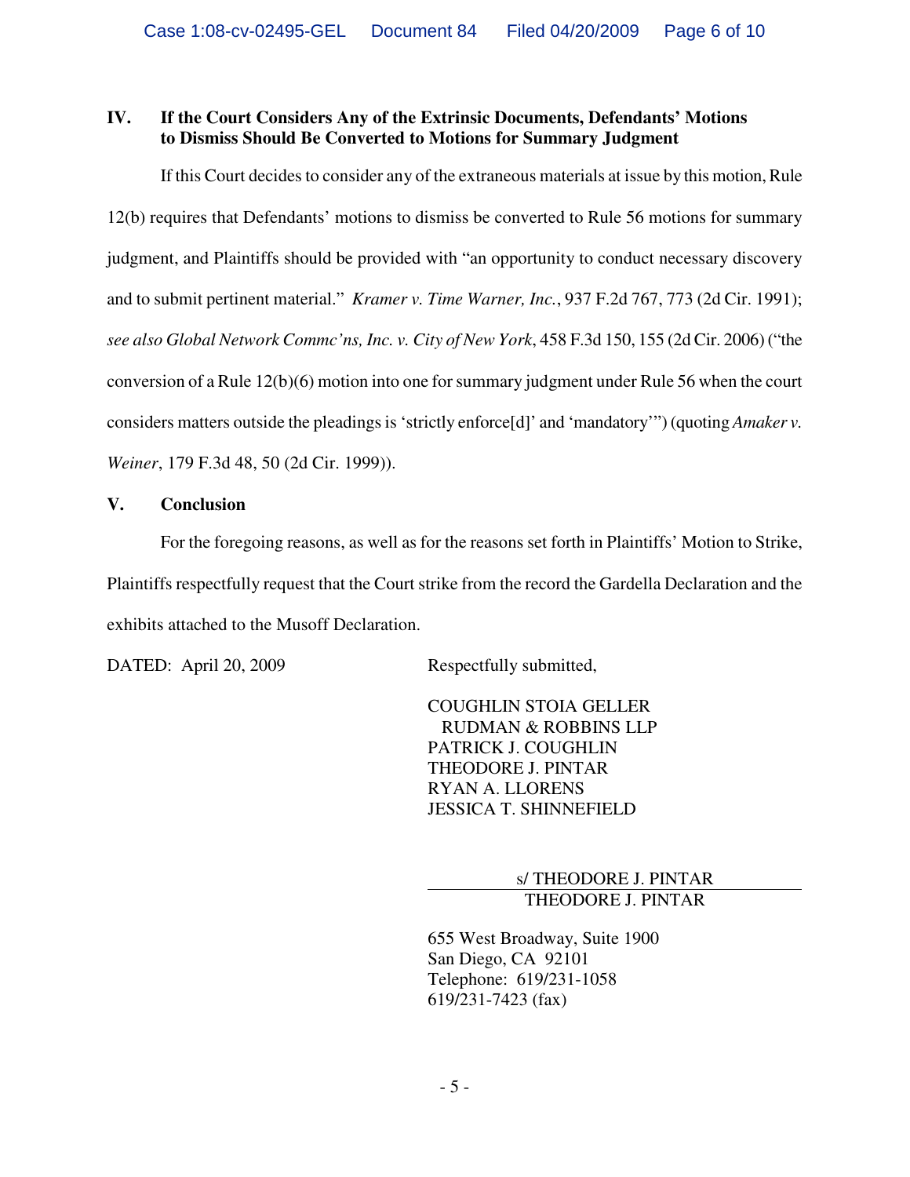## IV. If the Court Considers Any of the Extrinsic Documents, Defendants' Motions to Dismiss Should Be Converted to Motions for Summary Judgment

If this Court decides to consider any of the extraneous materials at issue by this motion, Rule 12(b) requires that Defendants' motions to dismiss be converted to Rule 56 motions for summary judgment, and Plaintiffs should be provided with "an opportunity to conduct necessary discovery and to submit pertinent material." *Kramer v. Time Warner, Inc.*, 937 F.2d 767, 773 (2d Cir. 1991); *see also Global Network Commc'ns, Inc. v. City of New York*, 458 F.3d 150, 155 (2d Cir. 2006) ("the conversion of a Rule 12(b)(6) motion into one for summary judgment under Rule 56 when the court considers matters outside the pleadings is 'strictly enforce[d]' and 'mandatory'") (quoting *Amaker v. Weiner*, 179 F.3d 48, 50 (2d Cir. 1999)).

## V. Conclusion

For the foregoing reasons, as well as for the reasons set forth in Plaintiffs' Motion to Strike, Plaintiffs respectfully request that the Court strike from the record the Gardella Declaration and the exhibits attached to the Musoff Declaration.

DATED: April 20, 2009

Respectfully submitted,

COUGHLIN STOIA GELLER
RUDMAN & ROBBINS LLP
PATRICK J. COUGHLIN
THEODORE J. PINTAR
RYAN A. LLORENS
JESSICA T. SHINNEFIELD

s/ THEODORE J. PINTAR

THEODORE J. PINTAR

655 West Broadway, Suite 1900
San Diego, CA 92101
Telephone: 619/231-1058
619/231-7423 (fax)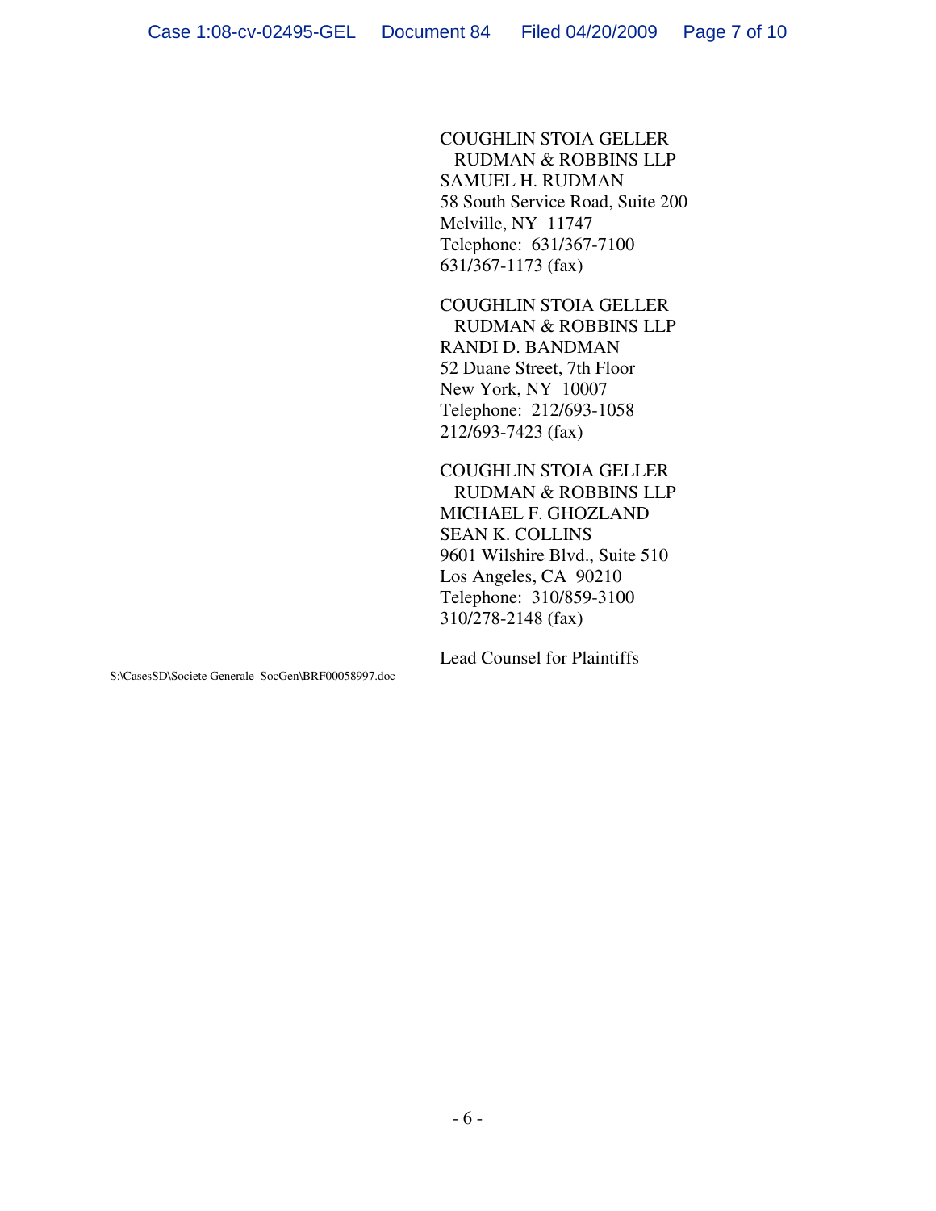COUGHLIN STOIA GELLER
  RUDMAN & ROBBINS LLP
SAMUEL H. RUDMAN
58 South Service Road, Suite 200
Melville, NY  11747
Telephone:  631/367-7100
631/367-1173 (fax)

COUGHLIN STOIA GELLER
  RUDMAN & ROBBINS LLP
RANDI D. BANDMAN
52 Duane Street, 7th Floor
New York, NY  10007
Telephone:  212/693-1058
212/693-7423 (fax)

COUGHLIN STOIA GELLER
  RUDMAN & ROBBINS LLP
MICHAEL F. GHOZLAND
SEAN K. COLLINS
9601 Wilshire Blvd., Suite 510
Los Angeles, CA  90210
Telephone:  310/859-3100
310/278-2148 (fax)

Lead Counsel for Plaintiffs

S:\CasesSD\Societe Generale_SocGen\BRF00058997.doc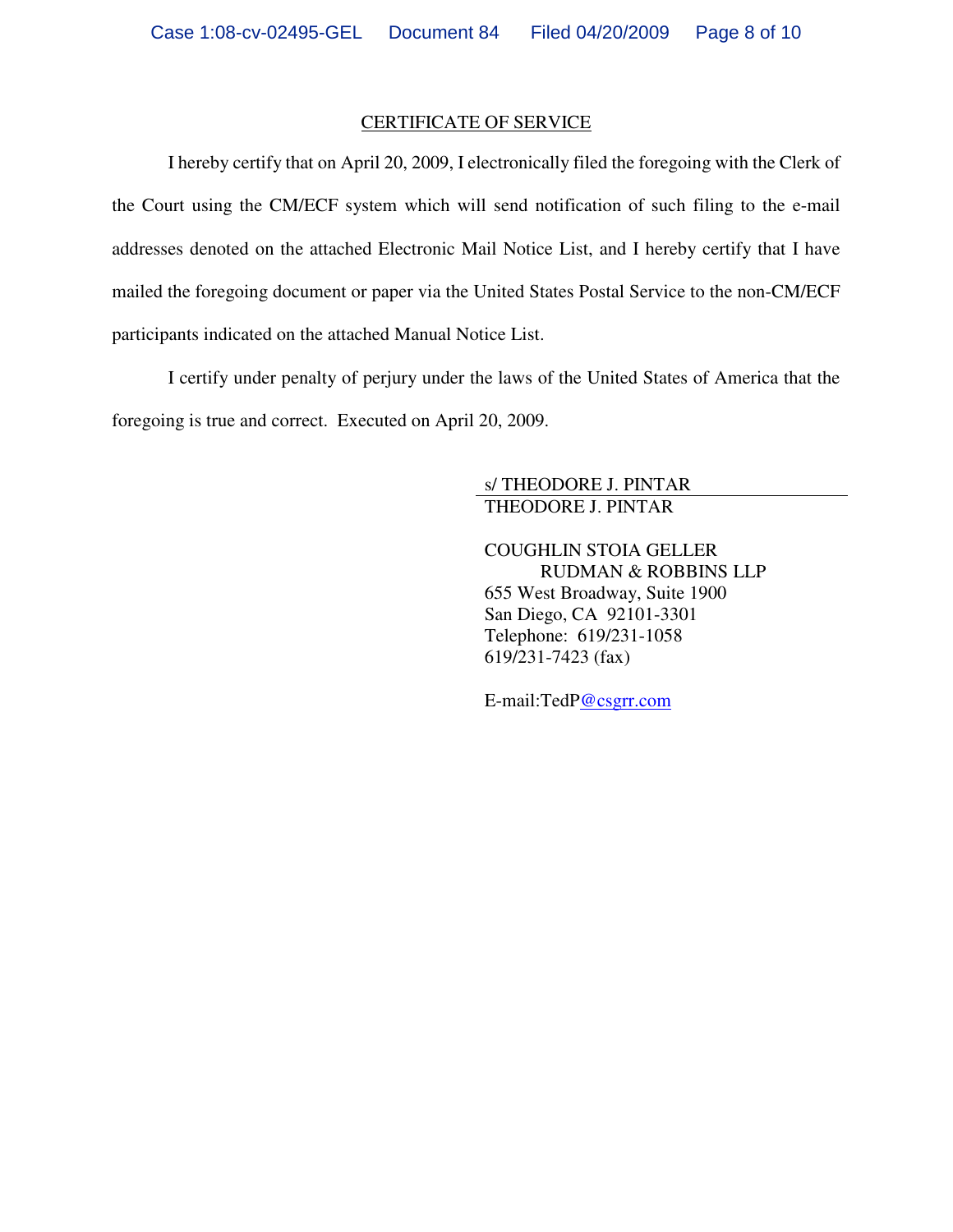## CERTIFICATE OF SERVICE

I hereby certify that on April 20, 2009, I electronically filed the foregoing with the Clerk of the Court using the CM/ECF system which will send notification of such filing to the e-mail addresses denoted on the attached Electronic Mail Notice List, and I hereby certify that I have mailed the foregoing document or paper via the United States Postal Service to the non-CM/ECF participants indicated on the attached Manual Notice List.

I certify under penalty of perjury under the laws of the United States of America that the foregoing is true and correct. Executed on April 20, 2009.

s/ THEODORE J. PINTAR
THEODORE J. PINTAR

COUGHLIN STOIA GELLER
RUDMAN & ROBBINS LLP
655 West Broadway, Suite 1900
San Diego, CA 92101-3301
Telephone: 619/231-1058
619/231-7423 (fax)

E-mail:TedP@csgrr.com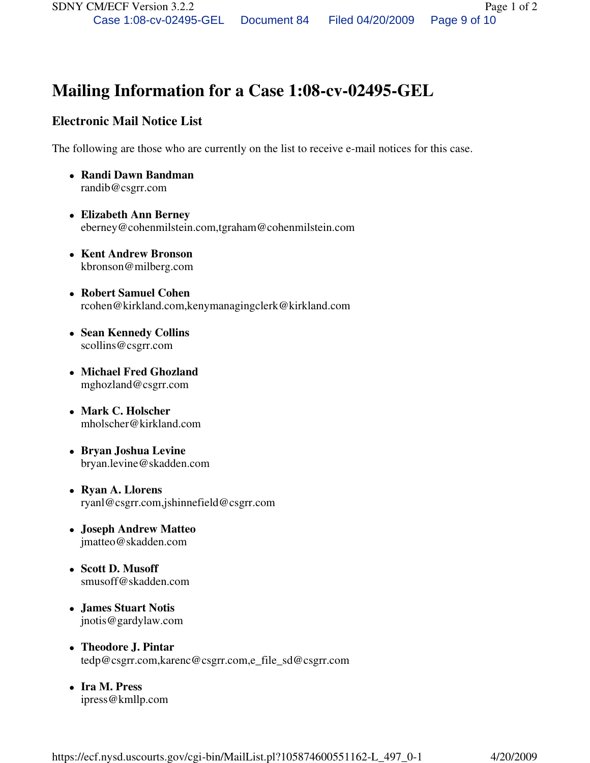# Mailing Information for a Case 1:08-cv-02495-GEL

## Electronic Mail Notice List

The following are those who are currently on the list to receive e-mail notices for this case.

- **Randi Dawn Bandman**
  randib@csgrr.com
- **Elizabeth Ann Berney**
  eberney@cohenmilstein.com,tgraham@cohenmilstein.com
- **Kent Andrew Bronson**
  kbronson@milberg.com
- **Robert Samuel Cohen**
  rcohen@kirkland.com,kenymanagingclerk@kirkland.com
- **Sean Kennedy Collins**
  scollins@csgrr.com
- **Michael Fred Ghozland**
  mghozland@csgrr.com
- **Mark C. Holscher**
  mholscher@kirkland.com
- **Bryan Joshua Levine**
  bryan.levine@skadden.com
- **Ryan A. Llorens**
  ryanl@csgrr.com,jshinnefield@csgrr.com
- **Joseph Andrew Matteo**
  jmatteo@skadden.com
- **Scott D. Musoff**
  smusoff@skadden.com
- **James Stuart Notis**
  jnotis@gardylaw.com
- **Theodore J. Pintar**
  tedp@csgrr.com,karenc@csgrr.com,e_file_sd@csgrr.com
- **Ira M. Press**
  ipress@kmllp.com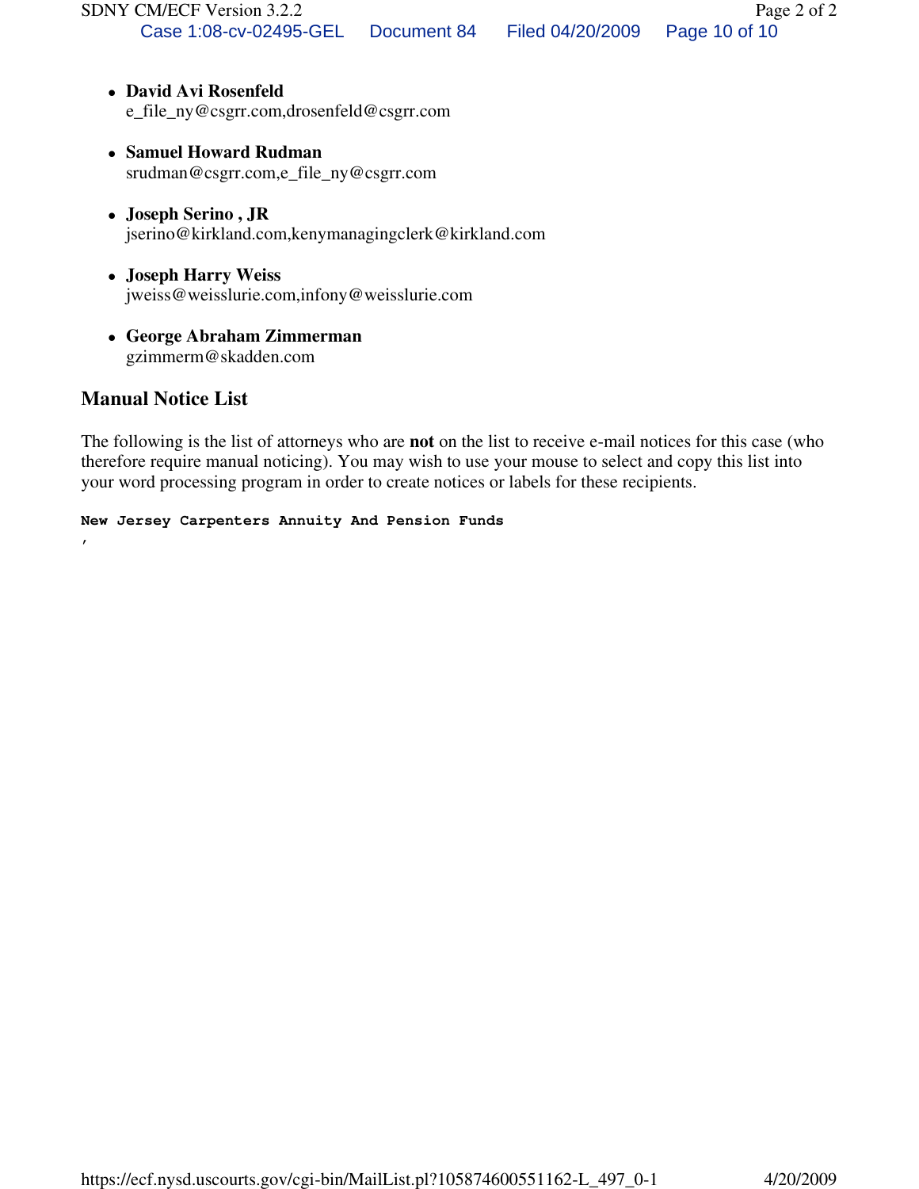- **David Avi Rosenfeld**
  e_file_ny@csgrr.com,drosenfeld@csgrr.com

- **Samuel Howard Rudman**
  srudman@csgrr.com,e_file_ny@csgrr.com

- **Joseph Serino , JR**
  jserino@kirkland.com,kenymanagingclerk@kirkland.com

- **Joseph Harry Weiss**
  jweiss@weisslurie.com,infony@weisslurie.com

- **George Abraham Zimmerman**
  gzimmerm@skadden.com

## Manual Notice List

The following is the list of attorneys who are **not** on the list to receive e-mail notices for this case (who therefore require manual noticing). You may wish to use your mouse to select and copy this list into your word processing program in order to create notices or labels for these recipients.

**New Jersey Carpenters Annuity And Pension Funds**

,